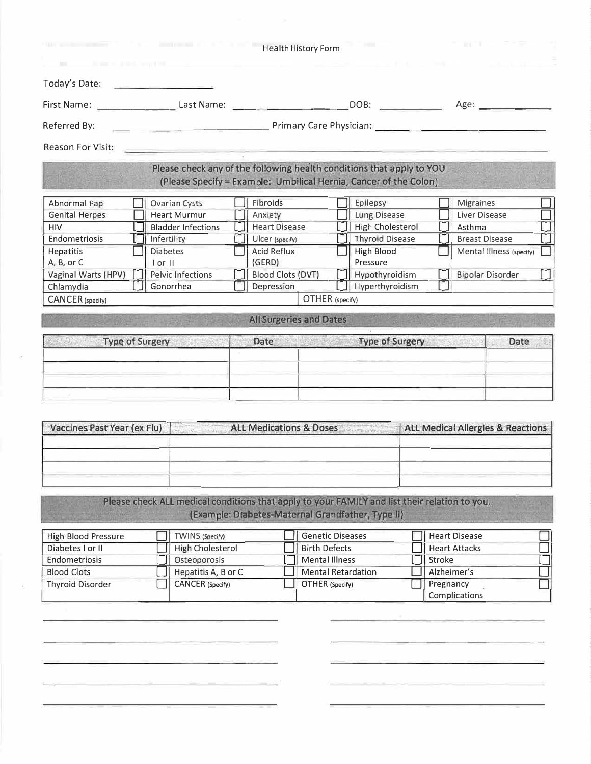# Health History Form

Today's Date: ____________________

First Name: ______________ Last Name: ____________________ DOB: ____________ Age: ______________

Referred By: ______________________________ Primary Care Physician: ______________________________

Reason For Visit: ______________________________________________________________________________

## Please check any of the following health conditions that apply to YOU
(Please Specify = Example: Umbilical Hernia, Cancer of the Colon)

| | | | | | | | | | |
|---|---|---|---|---|---|---|---|---|---|
| Abnormal Pap | ☐ | Ovarian Cysts | ☐ | Fibroids | ☐ | Epilepsy | ☐ | Migraines | ☐ |
| Genital Herpes | ☐ | Heart Murmur | ☐ | Anxiety | ☐ | Lung Disease | ☐ | Liver Disease | ☐ |
| HIV | ☐ | Bladder Infections | ☐ | Heart Disease | ☐ | High Cholesterol | ☐ | Asthma | ☐ |
| Endometriosis | ☐ | Infertility | ☐ | Ulcer (specify) | ☐ | Thyroid Disease | ☐ | Breast Disease | ☐ |
| Hepatitis A, B, or C | ☐ | Diabetes I or II | ☐ | Acid Reflux (GERD) | ☐ | High Blood Pressure | ☐ | Mental Illness (specify) | ☐ |
| Vaginal Warts (HPV) | ☐ | Pelvic Infections | ☐ | Blood Clots (DVT) | ☐ | Hypothyroidism | ☐ | Bipolar Disorder | ☐ |
| Chlamydia | ☐ | Gonorrhea | ☐ | Depression | ☐ | Hyperthyroidism | ☐ | | |
| CANCER (specify) | | | | | OTHER (specify) | | | | |

## All Surgeries and Dates

| Type of Surgery | Date | Type of Surgery | Date |
|---|---|---|---|
| | | | |
| | | | |
| | | | |
| | | | |

| Vaccines Past Year (ex Flu) | ALL Medications & Doses | ALL Medical Allergies & Reactions |
|---|---|---|
| | | |
| | | |
| | | |
| | | |

## Please check ALL medical conditions that apply to your FAMILY and list their relation to you.
(Example: Diabetes-Maternal Grandfather, Type II)

| | | | | | | | |
|---|---|---|---|---|---|---|---|
| High Blood Pressure | ☐ | TWINS (Specify) | ☐ | Genetic Diseases | ☐ | Heart Disease | ☐ |
| Diabetes I or II | ☐ | High Cholesterol | ☐ | Birth Defects | ☐ | Heart Attacks | ☐ |
| Endometriosis | ☐ | Osteoporosis | ☐ | Mental Illness | ☐ | Stroke | ☐ |
| Blood Clots | ☐ | Hepatitis A, B or C | ☐ | Mental Retardation | ☐ | Alzheimer's | ☐ |
| Thyroid Disorder | ☐ | CANCER (Specify) | ☐ | OTHER (Specify) | ☐ | Pregnancy Complications | ☐ |

______________________________________ ______________________________________

______________________________________ ______________________________________

______________________________________ ______________________________________

______________________________________ ______________________________________

______________________________________ ______________________________________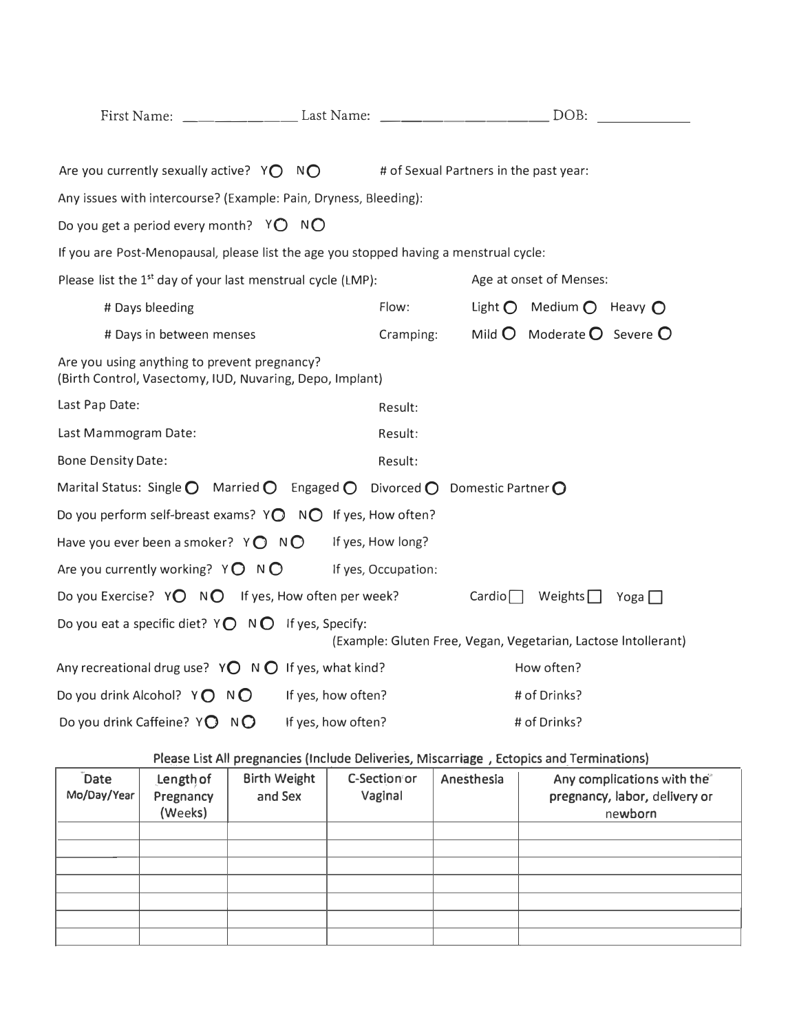First Name: ______________ Last Name: ____________________ DOB: ____________

Are you currently sexually active? Y ○ N ○ # of Sexual Partners in the past year:

Any issues with intercourse? (Example: Pain, Dryness, Bleeding):

Do you get a period every month? Y ○ N ○

If you are Post-Menopausal, please list the age you stopped having a menstrual cycle:

Please list the 1st day of your last menstrual cycle (LMP): Age at onset of Menses:

# Days bleeding Flow: Light ○ Medium ○ Heavy ○

# Days in between menses Cramping: Mild ○ Moderate ○ Severe ○

Are you using anything to prevent pregnancy?
(Birth Control, Vasectomy, IUD, Nuvaring, Depo, Implant)

Last Pap Date: Result:

Last Mammogram Date: Result:

Bone Density Date: Result:

Marital Status: Single ○ Married ○ Engaged ○ Divorced ○ Domestic Partner ○

Do you perform self-breast exams? Y ○ N ○ If yes, How often?

Have you ever been a smoker? Y ○ N ○ If yes, How long?

Are you currently working? Y ○ N ○ If yes, Occupation:

Do you Exercise? Y ○ N ○ If yes, How often per week? Cardio ☐ Weights ☐ Yoga ☐

Do you eat a specific diet? Y ○ N ○ If yes, Specify:
(Example: Gluten Free, Vegan, Vegetarian, Lactose Intolerant)

Any recreational drug use? Y ○ N ○ If yes, what kind? How often?

Do you drink Alcohol? Y ○ N ○ If yes, how often? # of Drinks?

Do you drink Caffeine? Y ○ N ○ If yes, how often? # of Drinks?

**Please List All pregnancies (Include Deliveries, Miscarriage, Ectopics and Terminations)**

| Date Mo/Day/Year | Length of Pregnancy (Weeks) | Birth Weight and Sex | C-Section or Vaginal | Anesthesia | Any complications with the pregnancy, labor, delivery or newborn |
|---|---|---|---|---|---|
| | | | | | |
| | | | | | |
| | | | | | |
| | | | | | |
| | | | | | |
| | | | | | |
| | | | | | |